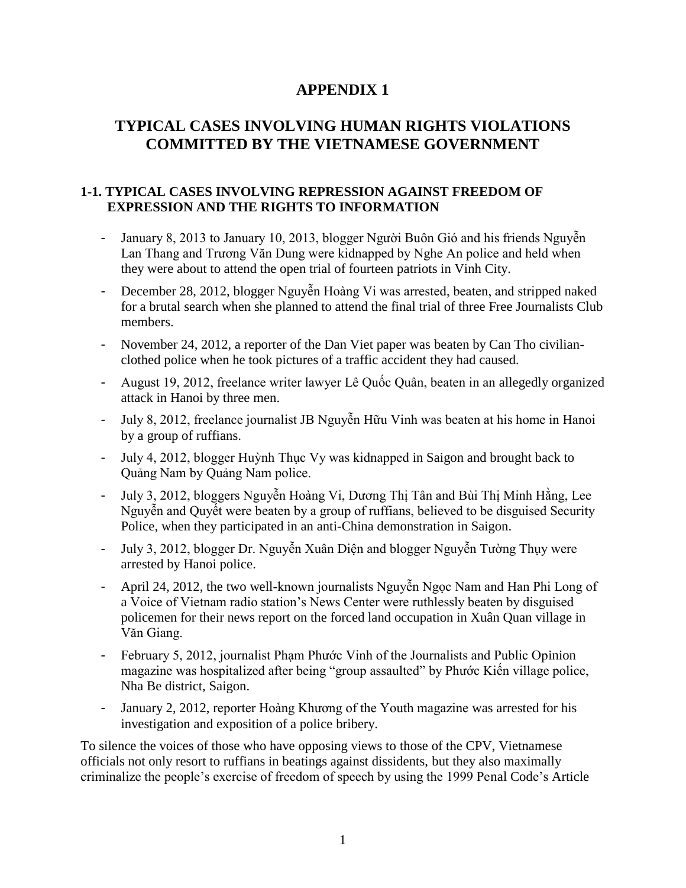# APPENDIX 1

# TYPICAL CASES INVOLVING HUMAN RIGHTS VIOLATIONS COMMITTED BY THE VIETNAMESE GOVERNMENT

## 1-1. TYPICAL CASES INVOLVING REPRESSION AGAINST FREEDOM OF EXPRESSION AND THE RIGHTS TO INFORMATION

- January 8, 2013 to January 10, 2013, blogger Người Buôn Gió and his friends Nguyễn Lan Thang and Trương Văn Dung were kidnapped by Nghe An police and held when they were about to attend the open trial of fourteen patriots in Vinh City.
- December 28, 2012, blogger Nguyễn Hoàng Vi was arrested, beaten, and stripped naked for a brutal search when she planned to attend the final trial of three Free Journalists Club members.
- November 24, 2012, a reporter of the Dan Viet paper was beaten by Can Tho civilian-clothed police when he took pictures of a traffic accident they had caused.
- August 19, 2012, freelance writer lawyer Lê Quốc Quân, beaten in an allegedly organized attack in Hanoi by three men.
- July 8, 2012, freelance journalist JB Nguyễn Hữu Vinh was beaten at his home in Hanoi by a group of ruffians.
- July 4, 2012, blogger Huỳnh Thục Vy was kidnapped in Saigon and brought back to Quảng Nam by Quảng Nam police.
- July 3, 2012, bloggers Nguyễn Hoàng Vi, Dương Thị Tân and Bùi Thị Minh Hằng, Lee Nguyễn and Quyết were beaten by a group of ruffians, believed to be disguised Security Police, when they participated in an anti-China demonstration in Saigon.
- July 3, 2012, blogger Dr. Nguyễn Xuân Diện and blogger Nguyễn Tường Thụy were arrested by Hanoi police.
- April 24, 2012, the two well-known journalists Nguyễn Ngọc Nam and Han Phi Long of a Voice of Vietnam radio station's News Center were ruthlessly beaten by disguised policemen for their news report on the forced land occupation in Xuân Quan village in Văn Giang.
- February 5, 2012, journalist Phạm Phước Vinh of the Journalists and Public Opinion magazine was hospitalized after being "group assaulted" by Phước Kiến village police, Nha Be district, Saigon.
- January 2, 2012, reporter Hoàng Khương of the Youth magazine was arrested for his investigation and exposition of a police bribery.

To silence the voices of those who have opposing views to those of the CPV, Vietnamese officials not only resort to ruffians in beatings against dissidents, but they also maximally criminalize the people's exercise of freedom of speech by using the 1999 Penal Code's Article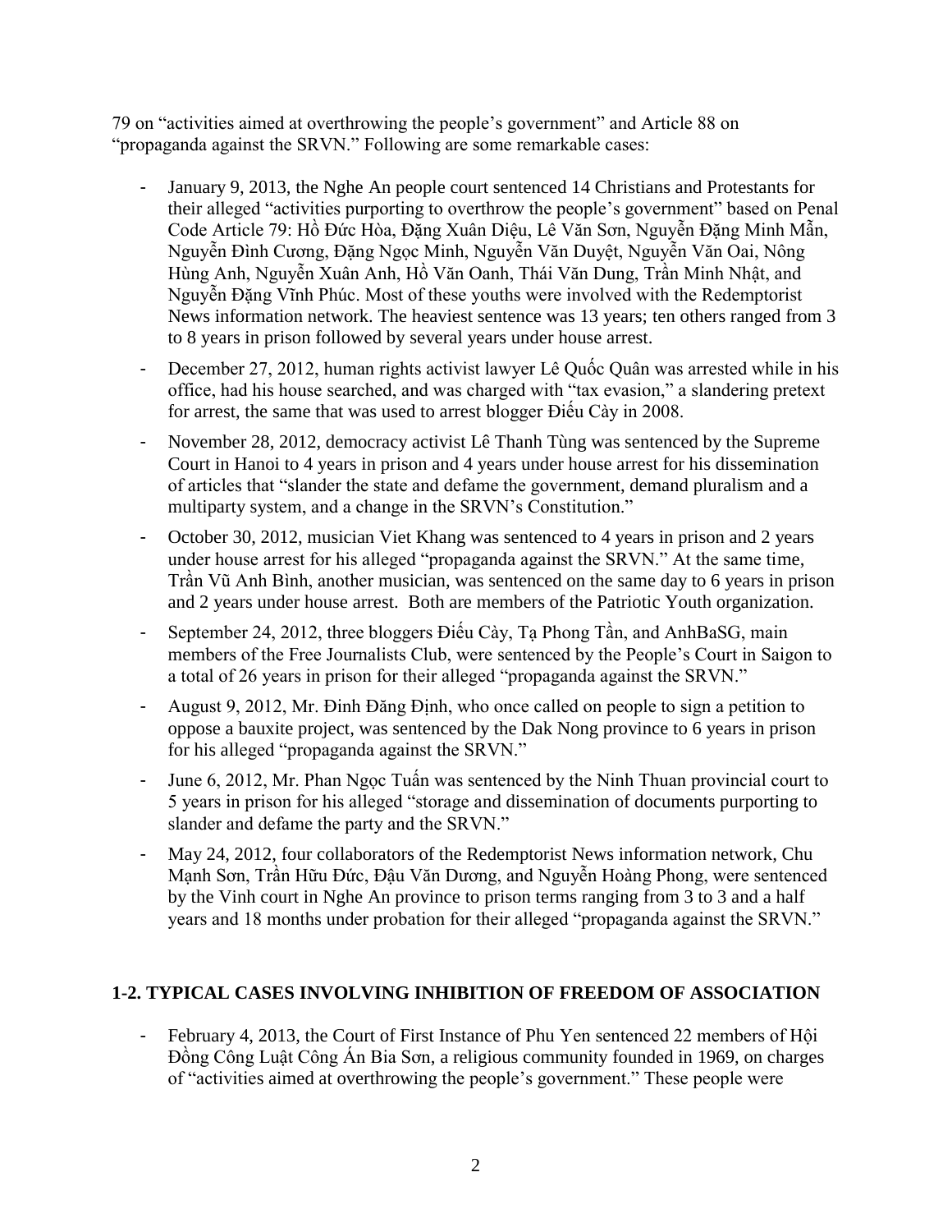79 on "activities aimed at overthrowing the people's government" and Article 88 on "propaganda against the SRVN." Following are some remarkable cases:

- January 9, 2013, the Nghe An people court sentenced 14 Christians and Protestants for their alleged "activities purporting to overthrow the people's government" based on Penal Code Article 79: Hồ Đức Hòa, Đặng Xuân Diệu, Lê Văn Sơn, Nguyễn Đặng Minh Mẫn, Nguyễn Đình Cương, Đặng Ngọc Minh, Nguyễn Văn Duyệt, Nguyễn Văn Oai, Nông Hùng Anh, Nguyễn Xuân Anh, Hồ Văn Oanh, Thái Văn Dung, Trần Minh Nhật, and Nguyễn Đặng Vĩnh Phúc. Most of these youths were involved with the Redemptorist News information network. The heaviest sentence was 13 years; ten others ranged from 3 to 8 years in prison followed by several years under house arrest.
- December 27, 2012, human rights activist lawyer Lê Quốc Quân was arrested while in his office, had his house searched, and was charged with "tax evasion," a slandering pretext for arrest, the same that was used to arrest blogger Điếu Cày in 2008.
- November 28, 2012, democracy activist Lê Thanh Tùng was sentenced by the Supreme Court in Hanoi to 4 years in prison and 4 years under house arrest for his dissemination of articles that "slander the state and defame the government, demand pluralism and a multiparty system, and a change in the SRVN's Constitution."
- October 30, 2012, musician Viet Khang was sentenced to 4 years in prison and 2 years under house arrest for his alleged "propaganda against the SRVN." At the same time, Trần Vũ Anh Bình, another musician, was sentenced on the same day to 6 years in prison and 2 years under house arrest. Both are members of the Patriotic Youth organization.
- September 24, 2012, three bloggers Điếu Cày, Tạ Phong Tần, and AnhBaSG, main members of the Free Journalists Club, were sentenced by the People's Court in Saigon to a total of 26 years in prison for their alleged "propaganda against the SRVN."
- August 9, 2012, Mr. Đinh Đăng Định, who once called on people to sign a petition to oppose a bauxite project, was sentenced by the Dak Nong province to 6 years in prison for his alleged "propaganda against the SRVN."
- June 6, 2012, Mr. Phan Ngọc Tuấn was sentenced by the Ninh Thuan provincial court to 5 years in prison for his alleged "storage and dissemination of documents purporting to slander and defame the party and the SRVN."
- May 24, 2012, four collaborators of the Redemptorist News information network, Chu Mạnh Sơn, Trần Hữu Đức, Đậu Văn Dương, and Nguyễn Hoàng Phong, were sentenced by the Vinh court in Nghe An province to prison terms ranging from 3 to 3 and a half years and 18 months under probation for their alleged "propaganda against the SRVN."

## 1-2. TYPICAL CASES INVOLVING INHIBITION OF FREEDOM OF ASSOCIATION

- February 4, 2013, the Court of First Instance of Phu Yen sentenced 22 members of Hội Đồng Công Luật Công Án Bia Sơn, a religious community founded in 1969, on charges of "activities aimed at overthrowing the people's government." These people were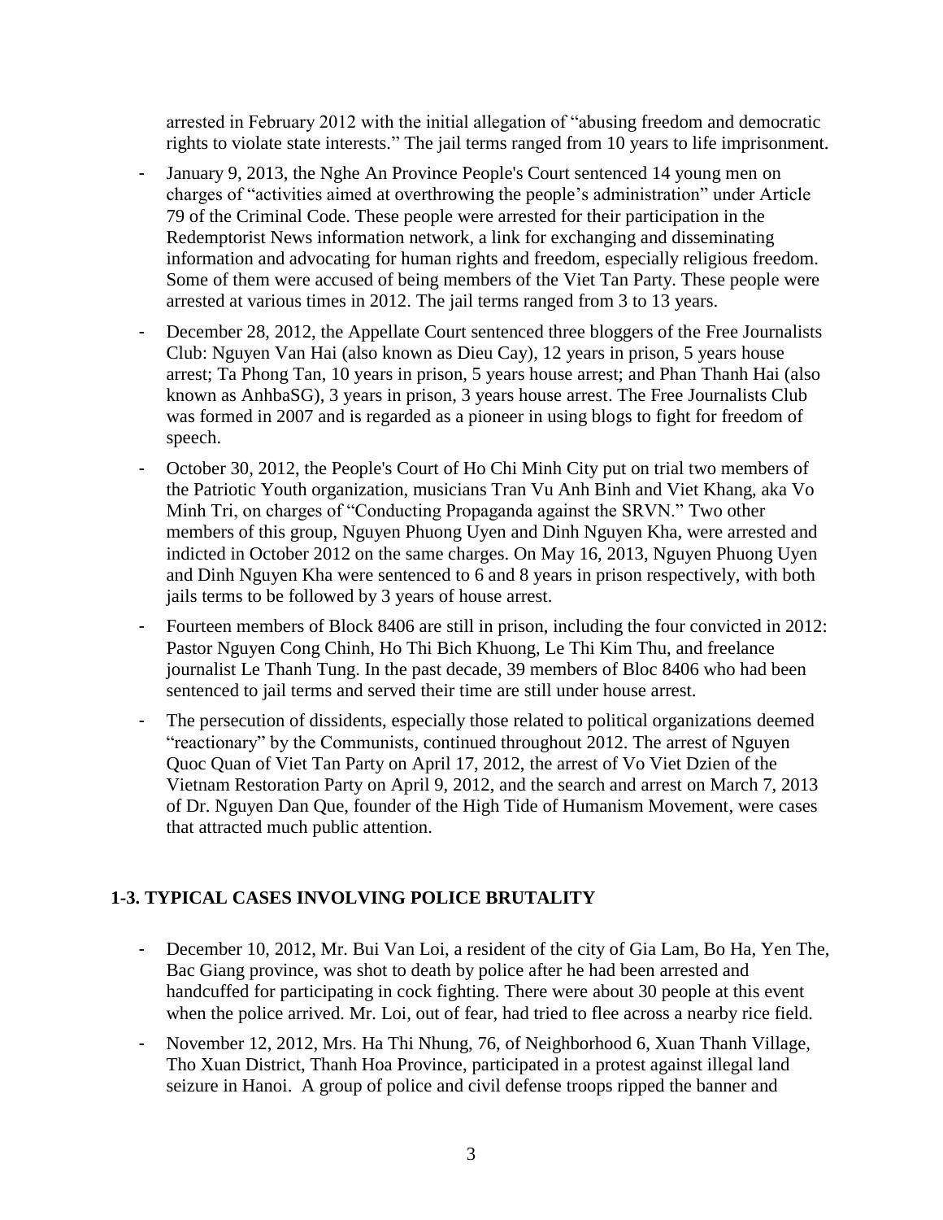arrested in February 2012 with the initial allegation of "abusing freedom and democratic rights to violate state interests." The jail terms ranged from 10 years to life imprisonment.

- January 9, 2013, the Nghe An Province People's Court sentenced 14 young men on charges of "activities aimed at overthrowing the people's administration" under Article 79 of the Criminal Code. These people were arrested for their participation in the Redemptorist News information network, a link for exchanging and disseminating information and advocating for human rights and freedom, especially religious freedom. Some of them were accused of being members of the Viet Tan Party. These people were arrested at various times in 2012. The jail terms ranged from 3 to 13 years.
- December 28, 2012, the Appellate Court sentenced three bloggers of the Free Journalists Club: Nguyen Van Hai (also known as Dieu Cay), 12 years in prison, 5 years house arrest; Ta Phong Tan, 10 years in prison, 5 years house arrest; and Phan Thanh Hai (also known as AnhbaSG), 3 years in prison, 3 years house arrest. The Free Journalists Club was formed in 2007 and is regarded as a pioneer in using blogs to fight for freedom of speech.
- October 30, 2012, the People's Court of Ho Chi Minh City put on trial two members of the Patriotic Youth organization, musicians Tran Vu Anh Binh and Viet Khang, aka Vo Minh Tri, on charges of "Conducting Propaganda against the SRVN." Two other members of this group, Nguyen Phuong Uyen and Dinh Nguyen Kha, were arrested and indicted in October 2012 on the same charges. On May 16, 2013, Nguyen Phuong Uyen and Dinh Nguyen Kha were sentenced to 6 and 8 years in prison respectively, with both jails terms to be followed by 3 years of house arrest.
- Fourteen members of Block 8406 are still in prison, including the four convicted in 2012: Pastor Nguyen Cong Chinh, Ho Thi Bich Khuong, Le Thi Kim Thu, and freelance journalist Le Thanh Tung. In the past decade, 39 members of Bloc 8406 who had been sentenced to jail terms and served their time are still under house arrest.
- The persecution of dissidents, especially those related to political organizations deemed "reactionary" by the Communists, continued throughout 2012. The arrest of Nguyen Quoc Quan of Viet Tan Party on April 17, 2012, the arrest of Vo Viet Dzien of the Vietnam Restoration Party on April 9, 2012, and the search and arrest on March 7, 2013 of Dr. Nguyen Dan Que, founder of the High Tide of Humanism Movement, were cases that attracted much public attention.

### 1-3. TYPICAL CASES INVOLVING POLICE BRUTALITY

- December 10, 2012, Mr. Bui Van Loi, a resident of the city of Gia Lam, Bo Ha, Yen The, Bac Giang province, was shot to death by police after he had been arrested and handcuffed for participating in cock fighting. There were about 30 people at this event when the police arrived. Mr. Loi, out of fear, had tried to flee across a nearby rice field.
- November 12, 2012, Mrs. Ha Thi Nhung, 76, of Neighborhood 6, Xuan Thanh Village, Tho Xuan District, Thanh Hoa Province, participated in a protest against illegal land seizure in Hanoi. A group of police and civil defense troops ripped the banner and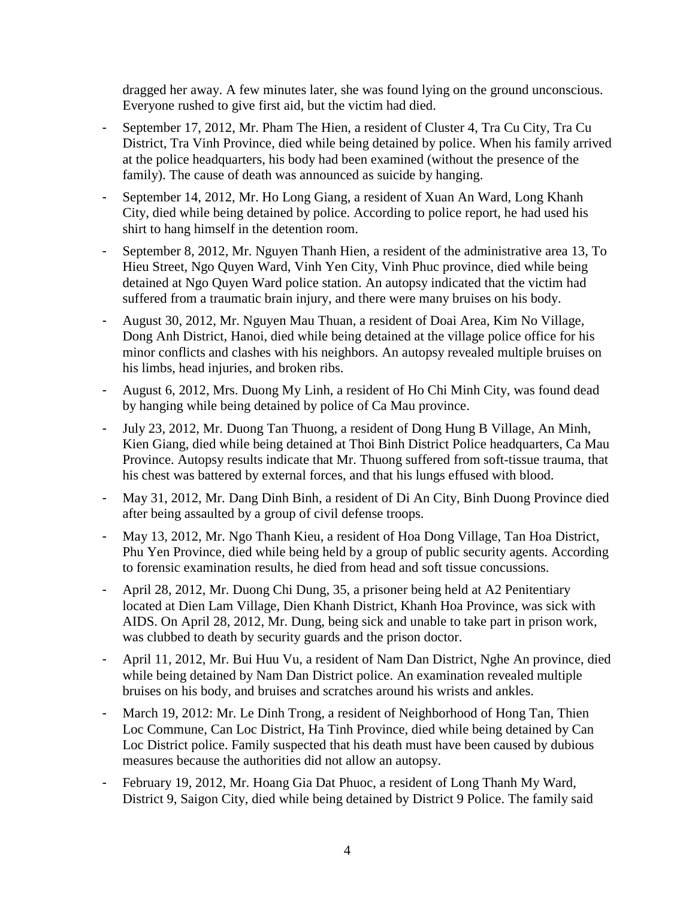dragged her away. A few minutes later, she was found lying on the ground unconscious. Everyone rushed to give first aid, but the victim had died.

- September 17, 2012, Mr. Pham The Hien, a resident of Cluster 4, Tra Cu City, Tra Cu District, Tra Vinh Province, died while being detained by police. When his family arrived at the police headquarters, his body had been examined (without the presence of the family). The cause of death was announced as suicide by hanging.
- September 14, 2012, Mr. Ho Long Giang, a resident of Xuan An Ward, Long Khanh City, died while being detained by police. According to police report, he had used his shirt to hang himself in the detention room.
- September 8, 2012, Mr. Nguyen Thanh Hien, a resident of the administrative area 13, To Hieu Street, Ngo Quyen Ward, Vinh Yen City, Vinh Phuc province, died while being detained at Ngo Quyen Ward police station. An autopsy indicated that the victim had suffered from a traumatic brain injury, and there were many bruises on his body.
- August 30, 2012, Mr. Nguyen Mau Thuan, a resident of Doai Area, Kim No Village, Dong Anh District, Hanoi, died while being detained at the village police office for his minor conflicts and clashes with his neighbors. An autopsy revealed multiple bruises on his limbs, head injuries, and broken ribs.
- August 6, 2012, Mrs. Duong My Linh, a resident of Ho Chi Minh City, was found dead by hanging while being detained by police of Ca Mau province.
- July 23, 2012, Mr. Duong Tan Thuong, a resident of Dong Hung B Village, An Minh, Kien Giang, died while being detained at Thoi Binh District Police headquarters, Ca Mau Province. Autopsy results indicate that Mr. Thuong suffered from soft-tissue trauma, that his chest was battered by external forces, and that his lungs effused with blood.
- May 31, 2012, Mr. Dang Dinh Binh, a resident of Di An City, Binh Duong Province died after being assaulted by a group of civil defense troops.
- May 13, 2012, Mr. Ngo Thanh Kieu, a resident of Hoa Dong Village, Tan Hoa District, Phu Yen Province, died while being held by a group of public security agents. According to forensic examination results, he died from head and soft tissue concussions.
- April 28, 2012, Mr. Duong Chi Dung, 35, a prisoner being held at A2 Penitentiary located at Dien Lam Village, Dien Khanh District, Khanh Hoa Province, was sick with AIDS. On April 28, 2012, Mr. Dung, being sick and unable to take part in prison work, was clubbed to death by security guards and the prison doctor.
- April 11, 2012, Mr. Bui Huu Vu, a resident of Nam Dan District, Nghe An province, died while being detained by Nam Dan District police. An examination revealed multiple bruises on his body, and bruises and scratches around his wrists and ankles.
- March 19, 2012: Mr. Le Dinh Trong, a resident of Neighborhood of Hong Tan, Thien Loc Commune, Can Loc District, Ha Tinh Province, died while being detained by Can Loc District police. Family suspected that his death must have been caused by dubious measures because the authorities did not allow an autopsy.
- February 19, 2012, Mr. Hoang Gia Dat Phuoc, a resident of Long Thanh My Ward, District 9, Saigon City, died while being detained by District 9 Police. The family said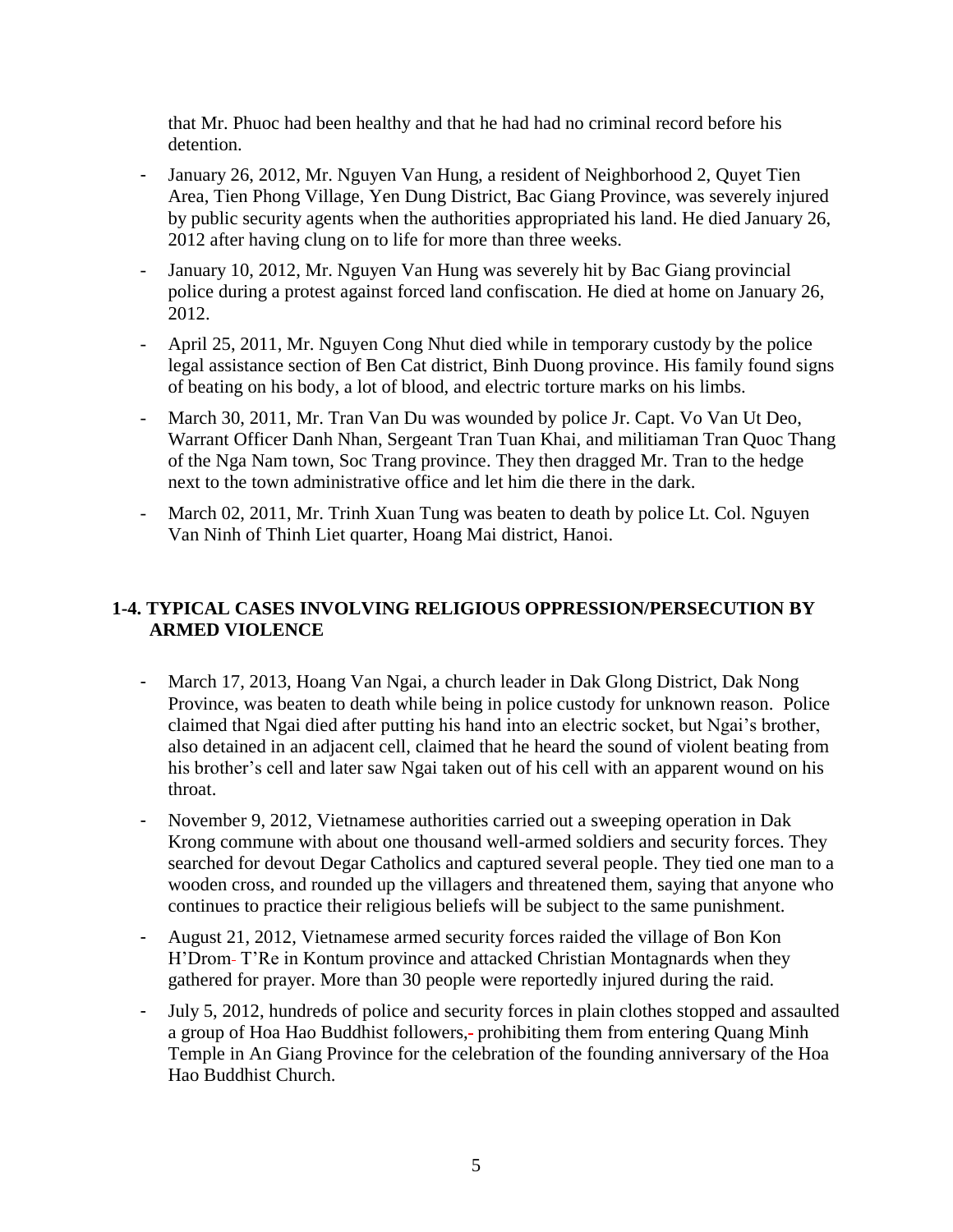that Mr. Phuoc had been healthy and that he had had no criminal record before his detention.

- January 26, 2012, Mr. Nguyen Van Hung, a resident of Neighborhood 2, Quyet Tien Area, Tien Phong Village, Yen Dung District, Bac Giang Province, was severely injured by public security agents when the authorities appropriated his land. He died January 26, 2012 after having clung on to life for more than three weeks.
- January 10, 2012, Mr. Nguyen Van Hung was severely hit by Bac Giang provincial police during a protest against forced land confiscation. He died at home on January 26, 2012.
- April 25, 2011, Mr. Nguyen Cong Nhut died while in temporary custody by the police legal assistance section of Ben Cat district, Binh Duong province. His family found signs of beating on his body, a lot of blood, and electric torture marks on his limbs.
- March 30, 2011, Mr. Tran Van Du was wounded by police Jr. Capt. Vo Van Ut Deo, Warrant Officer Danh Nhan, Sergeant Tran Tuan Khai, and militiaman Tran Quoc Thang of the Nga Nam town, Soc Trang province. They then dragged Mr. Tran to the hedge next to the town administrative office and let him die there in the dark.
- March 02, 2011, Mr. Trinh Xuan Tung was beaten to death by police Lt. Col. Nguyen Van Ninh of Thinh Liet quarter, Hoang Mai district, Hanoi.

## 1-4. TYPICAL CASES INVOLVING RELIGIOUS OPPRESSION/PERSECUTION BY ARMED VIOLENCE

- March 17, 2013, Hoang Van Ngai, a church leader in Dak Glong District, Dak Nong Province, was beaten to death while being in police custody for unknown reason. Police claimed that Ngai died after putting his hand into an electric socket, but Ngai's brother, also detained in an adjacent cell, claimed that he heard the sound of violent beating from his brother's cell and later saw Ngai taken out of his cell with an apparent wound on his throat.
- November 9, 2012, Vietnamese authorities carried out a sweeping operation in Dak Krong commune with about one thousand well-armed soldiers and security forces. They searched for devout Degar Catholics and captured several people. They tied one man to a wooden cross, and rounded up the villagers and threatened them, saying that anyone who continues to practice their religious beliefs will be subject to the same punishment.
- August 21, 2012, Vietnamese armed security forces raided the village of Bon Kon H'Drom- T'Re in Kontum province and attacked Christian Montagnards when they gathered for prayer. More than 30 people were reportedly injured during the raid.
- July 5, 2012, hundreds of police and security forces in plain clothes stopped and assaulted a group of Hoa Hao Buddhist followers,- prohibiting them from entering Quang Minh Temple in An Giang Province for the celebration of the founding anniversary of the Hoa Hao Buddhist Church.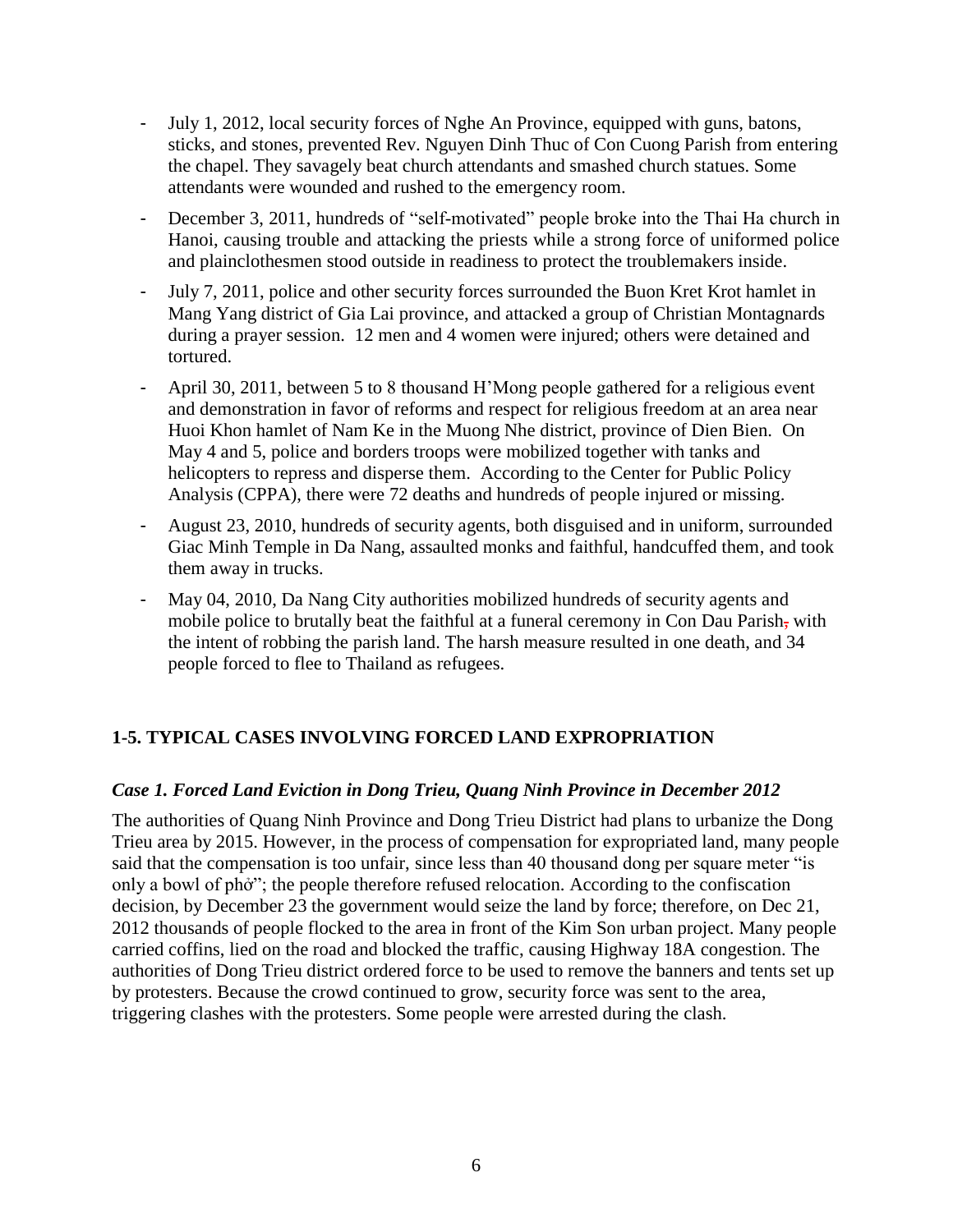- July 1, 2012, local security forces of Nghe An Province, equipped with guns, batons, sticks, and stones, prevented Rev. Nguyen Dinh Thuc of Con Cuong Parish from entering the chapel. They savagely beat church attendants and smashed church statues. Some attendants were wounded and rushed to the emergency room.
- December 3, 2011, hundreds of "self-motivated" people broke into the Thai Ha church in Hanoi, causing trouble and attacking the priests while a strong force of uniformed police and plainclothesmen stood outside in readiness to protect the troublemakers inside.
- July 7, 2011, police and other security forces surrounded the Buon Kret Krot hamlet in Mang Yang district of Gia Lai province, and attacked a group of Christian Montagnards during a prayer session. 12 men and 4 women were injured; others were detained and tortured.
- April 30, 2011, between 5 to 8 thousand H'Mong people gathered for a religious event and demonstration in favor of reforms and respect for religious freedom at an area near Huoi Khon hamlet of Nam Ke in the Muong Nhe district, province of Dien Bien. On May 4 and 5, police and borders troops were mobilized together with tanks and helicopters to repress and disperse them. According to the Center for Public Policy Analysis (CPPA), there were 72 deaths and hundreds of people injured or missing.
- August 23, 2010, hundreds of security agents, both disguised and in uniform, surrounded Giac Minh Temple in Da Nang, assaulted monks and faithful, handcuffed them, and took them away in trucks.
- May 04, 2010, Da Nang City authorities mobilized hundreds of security agents and mobile police to brutally beat the faithful at a funeral ceremony in Con Dau Parish, with the intent of robbing the parish land. The harsh measure resulted in one death, and 34 people forced to flee to Thailand as refugees.

## 1-5. TYPICAL CASES INVOLVING FORCED LAND EXPROPRIATION

### *Case 1. Forced Land Eviction in Dong Trieu, Quang Ninh Province in December 2012*

The authorities of Quang Ninh Province and Dong Trieu District had plans to urbanize the Dong Trieu area by 2015. However, in the process of compensation for expropriated land, many people said that the compensation is too unfair, since less than 40 thousand dong per square meter "is only a bowl of phở"; the people therefore refused relocation. According to the confiscation decision, by December 23 the government would seize the land by force; therefore, on Dec 21, 2012 thousands of people flocked to the area in front of the Kim Son urban project. Many people carried coffins, lied on the road and blocked the traffic, causing Highway 18A congestion. The authorities of Dong Trieu district ordered force to be used to remove the banners and tents set up by protesters. Because the crowd continued to grow, security force was sent to the area, triggering clashes with the protesters. Some people were arrested during the clash.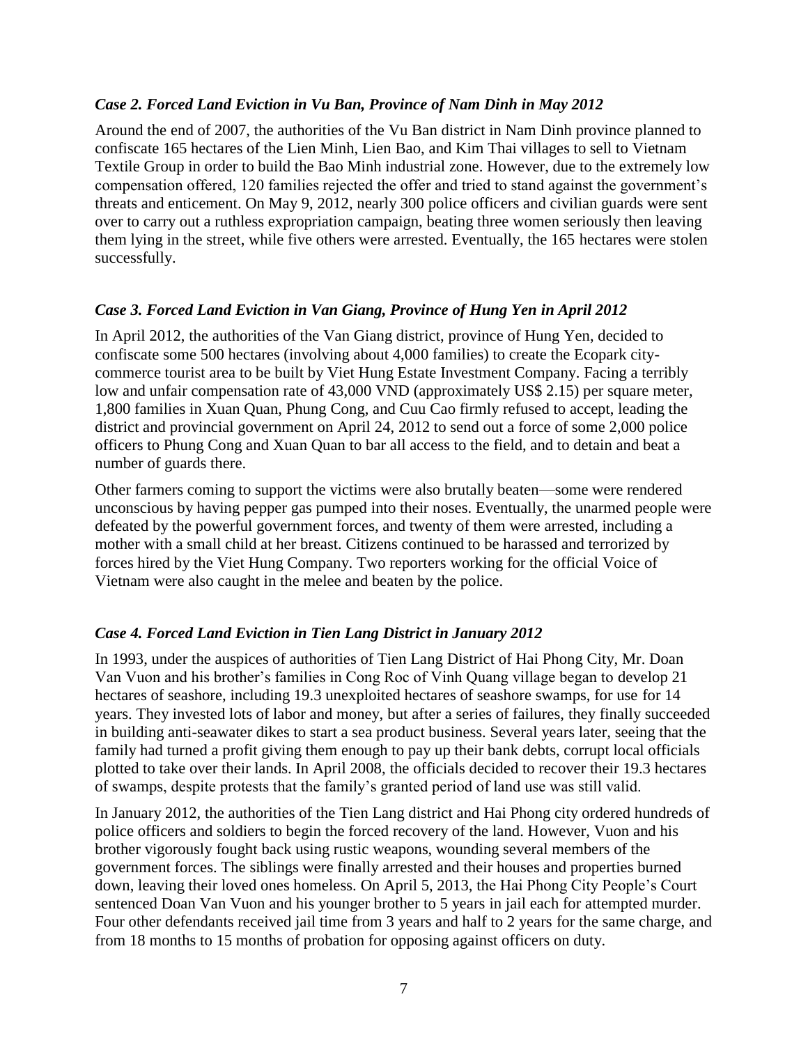### *Case 2. Forced Land Eviction in Vu Ban, Province of Nam Dinh in May 2012*

Around the end of 2007, the authorities of the Vu Ban district in Nam Dinh province planned to confiscate 165 hectares of the Lien Minh, Lien Bao, and Kim Thai villages to sell to Vietnam Textile Group in order to build the Bao Minh industrial zone. However, due to the extremely low compensation offered, 120 families rejected the offer and tried to stand against the government's threats and enticement. On May 9, 2012, nearly 300 police officers and civilian guards were sent over to carry out a ruthless expropriation campaign, beating three women seriously then leaving them lying in the street, while five others were arrested. Eventually, the 165 hectares were stolen successfully.

### *Case 3. Forced Land Eviction in Van Giang, Province of Hung Yen in April 2012*

In April 2012, the authorities of the Van Giang district, province of Hung Yen, decided to confiscate some 500 hectares (involving about 4,000 families) to create the Ecopark city-commerce tourist area to be built by Viet Hung Estate Investment Company. Facing a terribly low and unfair compensation rate of 43,000 VND (approximately US$ 2.15) per square meter, 1,800 families in Xuan Quan, Phung Cong, and Cuu Cao firmly refused to accept, leading the district and provincial government on April 24, 2012 to send out a force of some 2,000 police officers to Phung Cong and Xuan Quan to bar all access to the field, and to detain and beat a number of guards there.

Other farmers coming to support the victims were also brutally beaten—some were rendered unconscious by having pepper gas pumped into their noses. Eventually, the unarmed people were defeated by the powerful government forces, and twenty of them were arrested, including a mother with a small child at her breast. Citizens continued to be harassed and terrorized by forces hired by the Viet Hung Company. Two reporters working for the official Voice of Vietnam were also caught in the melee and beaten by the police.

### *Case 4. Forced Land Eviction in Tien Lang District in January 2012*

In 1993, under the auspices of authorities of Tien Lang District of Hai Phong City, Mr. Doan Van Vuon and his brother's families in Cong Roc of Vinh Quang village began to develop 21 hectares of seashore, including 19.3 unexploited hectares of seashore swamps, for use for 14 years. They invested lots of labor and money, but after a series of failures, they finally succeeded in building anti-seawater dikes to start a sea product business. Several years later, seeing that the family had turned a profit giving them enough to pay up their bank debts, corrupt local officials plotted to take over their lands. In April 2008, the officials decided to recover their 19.3 hectares of swamps, despite protests that the family's granted period of land use was still valid.

In January 2012, the authorities of the Tien Lang district and Hai Phong city ordered hundreds of police officers and soldiers to begin the forced recovery of the land. However, Vuon and his brother vigorously fought back using rustic weapons, wounding several members of the government forces. The siblings were finally arrested and their houses and properties burned down, leaving their loved ones homeless. On April 5, 2013, the Hai Phong City People's Court sentenced Doan Van Vuon and his younger brother to 5 years in jail each for attempted murder. Four other defendants received jail time from 3 years and half to 2 years for the same charge, and from 18 months to 15 months of probation for opposing against officers on duty.